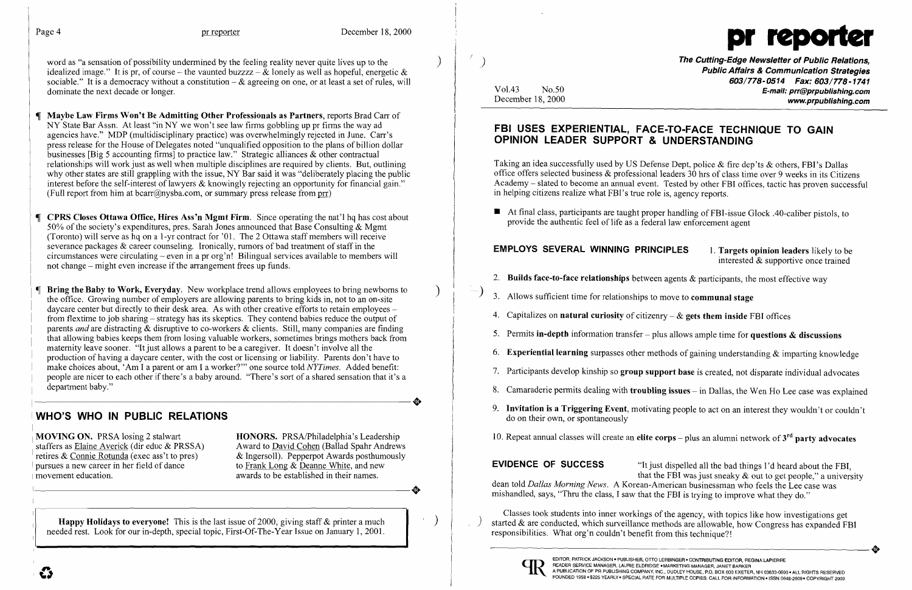word as "a sensation of possibility undermined by the feeling reality never quite lives up to the idealized image." It is pr, of course – the vaunted buzzzz – & lonely as well as hopeful, energetic & sociable." It is a democracy without a constitution – & agreeing on one, or at least a set of rules, will dominate the next decade or longer.

¶ **Maybe Law Firms Won't Be Admitting Other Professionals as Partners**, reports Brad Carr of NY State Bar Assn. At least "in NY we won't see law firms gobbling up pr firms the way ad agencies have." MDP (multidisciplinary practice) was overwhelmingly rejected in June. Carr's press release for the House of Delegates noted "unqualified opposition to the plans of billion dollar businesses [Big 5 accounting firms] to practice law." Strategic alliances & other contractual relationships will work just as well when multiple disciplines are required by clients. But, outlining why other states are still grappling with the issue, NY Bar said it was "deliberately placing the public interest before the self-interest of lawyers & knowingly rejecting an opportunity for financial gain." (Full report from him at bcarr@nysba.com, or summary press release from prr)

¶ **CPRS Closes Ottawa Office, Hires Ass'n Mgmt Firm**. Since operating the nat'l hq has cost about 50% of the society's expenditures, pres. Sarah Jones announced that Base Consulting & Mgmt (Toronto) will serve as hq on a 1-yr contract for '01. The 2 Ottawa staff members will receive severance packages & career counseling. Ironically, rumors of bad treatment of staff in the circumstances were circulating – even in a pr org'n! Bilingual services available to members will not change – might even increase if the arrangement frees up funds.

¶ **Bring the Baby to Work, Everyday**. New workplace trend allows employees to bring newborns to the office. Growing number of employers are allowing parents to bring kids in, not to an on-site daycare center but directly to their desk area. As with other creative efforts to retain employees – from flextime to job sharing – strategy has its skeptics. They contend babies reduce the output of parents *and* are distracting & disruptive to co-workers & clients. Still, many companies are finding that allowing babies keeps them from losing valuable workers, sometimes brings mothers back from maternity leave sooner. "It just allows a parent to be a caregiver. It doesn't involve all the production of having a daycare center, with the cost or licensing or liability. Parents don't have to make choices about, 'Am I a parent or am I a worker?'" one source told *NYTimes*. Added benefit: people are nicer to each other if there's a baby around. "There's sort of a shared sensation that it's a department baby."

## WHO'S WHO IN PUBLIC RELATIONS

**MOVING ON.** PRSA losing 2 stalwart staffers as Elaine Averick (dir educ & PRSSA) retires & Connie Rotunda (exec ass't to pres) pursues a new career in her field of dance movement education.

**HONORS.** PRSA/Philadelphia's Leadership Award to David Cohen (Ballad Spahr Andrews & Ingersoll). Pepperpot Awards posthumously to Frank Long & Deanne White, and new awards to be established in their names.

**Happy Holidays to everyone!** This is the last issue of 2000, giving staff & printer a much needed rest. Look for our in-depth, special topic, First-Of-The-Year Issue on January 1, 2001.

# pr reporter

**The Cutting-Edge Newsletter of Public Relations, Public Affairs & Communication Strategies**
603/778-0514 Fax: 603/778-1741
E-mail: prr@prpublishing.com
www.prpublishing.com

Vol.43 No.50
December 18, 2000

## FBI USES EXPERIENTIAL, FACE-TO-FACE TECHNIQUE TO GAIN OPINION LEADER SUPPORT & UNDERSTANDING

Taking an idea successfully used by US Defense Dept, police & fire dep'ts & others, FBI's Dallas office offers selected business & professional leaders 30 hrs of class time over 9 weeks in its Citizens Academy – slated to become an annual event. Tested by other FBI offices, tactic has proven successful in helping citizens realize what FBI's true role is, agency reports.

- At final class, participants are taught proper handling of FBI-issue Glock .40-caliber pistols, to provide the authentic feel of life as a federal law enforcement agent

**EMPLOYS SEVERAL WINNING PRINCIPLES**

1. **Targets opinion leaders** likely to be interested & supportive once trained
2. **Builds face-to-face relationships** between agents & participants, the most effective way
3. Allows sufficient time for relationships to move to **communal stage**
4. Capitalizes on **natural curiosity** of citizenry – & **gets them inside** FBI offices
5. Permits **in-depth** information transfer – plus allows ample time for **questions & discussions**
6. **Experiential learning** surpasses other methods of gaining understanding & imparting knowledge
7. Participants develop kinship so **group support base** is created, not disparate individual advocates
8. Camaraderie permits dealing with **troubling issues** – in Dallas, the Wen Ho Lee case was explained
9. **Invitation is a Triggering Event**, motivating people to act on an interest they wouldn't or couldn't do on their own, or spontaneously
10. Repeat annual classes will create an **elite corps** – plus an alumni network of **3rd party advocates**

**EVIDENCE OF SUCCESS** "It just dispelled all the bad things I'd heard about the FBI, that the FBI was just sneaky & out to get people," a university dean told *Dallas Morning News*. A Korean-American businessman who feels the Lee case was mishandled, says, "Thru the class, I saw that the FBI is trying to improve what they do."

Classes took students into inner workings of the agency, with topics like how investigations get started & are conducted, which surveillance methods are allowable, how Congress has expanded FBI responsibilities. What org'n couldn't benefit from this technique?!

EDITOR, PATRICK JACKSON • PUBLISHER, OTTO LERBINGER • CONTRIBUTING EDITOR, REGINA LAPIERRE
READER SERVICE MANAGER, LAURIE ELDRIDGE • MARKETING MANAGER, JANET BARKER
A PUBLICATION OF PR PUBLISHING COMPANY, INC., DUDLEY HOUSE, P.O. BOX 600 EXETER, NH 03833-0600 • ALL RIGHTS RESERVED
FOUNDED 1958 • $225 YEARLY • SPECIAL RATE FOR MULTIPLE COPIES: CALL FOR INFORMATION • ISSN 0048-2609 • COPYRIGHT 2000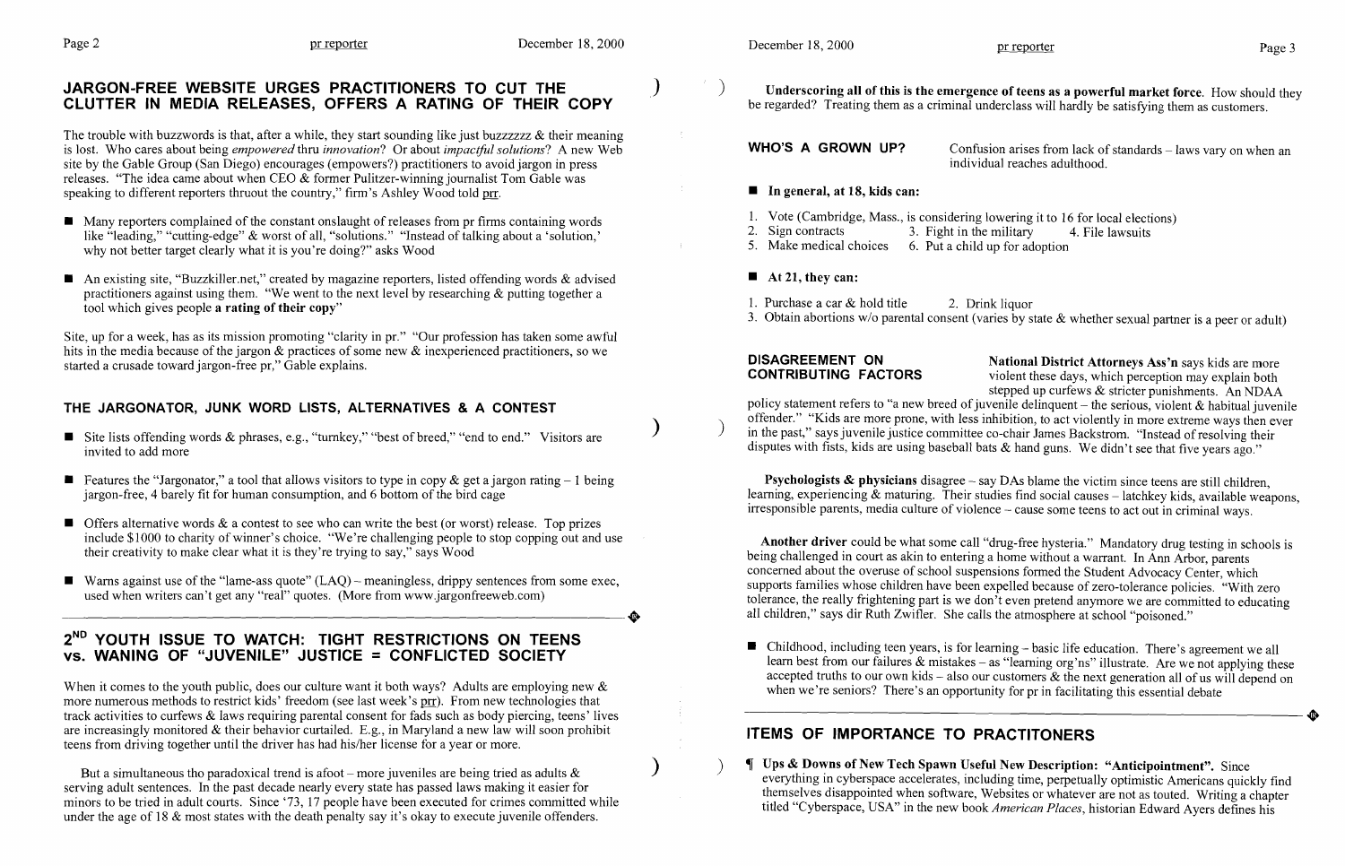## JARGON-FREE WEBSITE URGES PRACTITIONERS TO CUT THE CLUTTER IN MEDIA RELEASES, OFFERS A RATING OF THEIR COPY

The trouble with buzzwords is that, after a while, they start sounding like just buzzzzzz & their meaning is lost. Who cares about being *empowered* thru *innovation*? Or about *impactful solutions*? A new Web site by the Gable Group (San Diego) encourages (empowers?) practitioners to avoid jargon in press releases. "The idea came about when CEO & former Pulitzer-winning journalist Tom Gable was speaking to different reporters thruout the country," firm's Ashley Wood told prr.

- Many reporters complained of the constant onslaught of releases from pr firms containing words like "leading," "cutting-edge" & worst of all, "solutions." "Instead of talking about a 'solution,' why not better target clearly what it is you're doing?" asks Wood

- An existing site, "Buzzkiller.net," created by magazine reporters, listed offending words & advised practitioners against using them. "We went to the next level by researching & putting together a tool which gives people **a rating of their copy**"

Site, up for a week, has as its mission promoting "clarity in pr." "Our profession has taken some awful hits in the media because of the jargon & practices of some new & inexperienced practitioners, so we started a crusade toward jargon-free pr," Gable explains.

### THE JARGONATOR, JUNK WORD LISTS, ALTERNATIVES & A CONTEST

- Site lists offending words & phrases, e.g., "turnkey," "best of breed," "end to end." Visitors are invited to add more

- Features the "Jargonator," a tool that allows visitors to type in copy & get a jargon rating – 1 being jargon-free, 4 barely fit for human consumption, and 6 bottom of the bird cage

- Offers alternative words & a contest to see who can write the best (or worst) release. Top prizes include $1000 to charity of winner's choice. "We're challenging people to stop copping out and use their creativity to make clear what it is they're trying to say," says Wood

- Warns against use of the "lame-ass quote" (LAQ) – meaningless, drippy sentences from some exec, used when writers can't get any "real" quotes. (More from www.jargonfreeweb.com)

## 2ND YOUTH ISSUE TO WATCH: TIGHT RESTRICTIONS ON TEENS vs. WANING OF "JUVENILE" JUSTICE = CONFLICTED SOCIETY

When it comes to the youth public, does our culture want it both ways? Adults are employing new & more numerous methods to restrict kids' freedom (see last week's prr). From new technologies that track activities to curfews & laws requiring parental consent for fads such as body piercing, teens' lives are increasingly monitored & their behavior curtailed. E.g., in Maryland a new law will soon prohibit teens from driving together until the driver has had his/her license for a year or more.

But a simultaneous tho paradoxical trend is afoot – more juveniles are being tried as adults & serving adult sentences. In the past decade nearly every state has passed laws making it easier for minors to be tried in adult courts. Since '73, 17 people have been executed for crimes committed while under the age of 18 & most states with the death penalty say it's okay to execute juvenile offenders.

**Underscoring all of this is the emergence of teens as a powerful market force.** How should they be regarded? Treating them as a criminal underclass will hardly be satisfying them as customers.

**WHO'S A GROWN UP?** Confusion arises from lack of standards – laws vary on when an individual reaches adulthood.

- **In general, at 18, kids can:**

1. Vote (Cambridge, Mass., is considering lowering it to 16 for local elections)
2. Sign contracts
3. Fight in the military
4. File lawsuits
5. Make medical choices
6. Put a child up for adoption

- **At 21, they can:**

1. Purchase a car & hold title
2. Drink liquor
3. Obtain abortions w/o parental consent (varies by state & whether sexual partner is a peer or adult)

**DISAGREEMENT ON CONTRIBUTING FACTORS** **National District Attorneys Ass'n** says kids are more violent these days, which perception may explain both stepped up curfews & stricter punishments. An NDAA policy statement refers to "a new breed of juvenile delinquent – the serious, violent & habitual juvenile offender." "Kids are more prone, with less inhibition, to act violently in more extreme ways then ever in the past," says juvenile justice committee co-chair James Backstrom. "Instead of resolving their disputes with fists, kids are using baseball bats & hand guns. We didn't see that five years ago."

**Psychologists & physicians** disagree – say DAs blame the victim since teens are still children, learning, experiencing & maturing. Their studies find social causes – latchkey kids, available weapons, irresponsible parents, media culture of violence – cause some teens to act out in criminal ways.

**Another driver** could be what some call "drug-free hysteria." Mandatory drug testing in schools is being challenged in court as akin to entering a home without a warrant. In Ann Arbor, parents concerned about the overuse of school suspensions formed the Student Advocacy Center, which supports families whose children have been expelled because of zero-tolerance policies. "With zero tolerance, the really frightening part is we don't even pretend anymore we are committed to educating all children," says dir Ruth Zwifler. She calls the atmosphere at school "poisoned."

- Childhood, including teen years, is for learning – basic life education. There's agreement we all learn best from our failures & mistakes – as "learning org'ns" illustrate. Are we not applying these accepted truths to our own kids – also our customers & the next generation all of us will depend on when we're seniors? There's an opportunity for pr in facilitating this essential debate

## ITEMS OF IMPORTANCE TO PRACTITONERS

¶ **Ups & Downs of New Tech Spawn Useful New Description: "Anticipointment".** Since everything in cyberspace accelerates, including time, perpetually optimistic Americans quickly find themselves disappointed when software, Websites or whatever are not as touted. Writing a chapter titled "Cyberspace, USA" in the new book *American Places*, historian Edward Ayers defines his